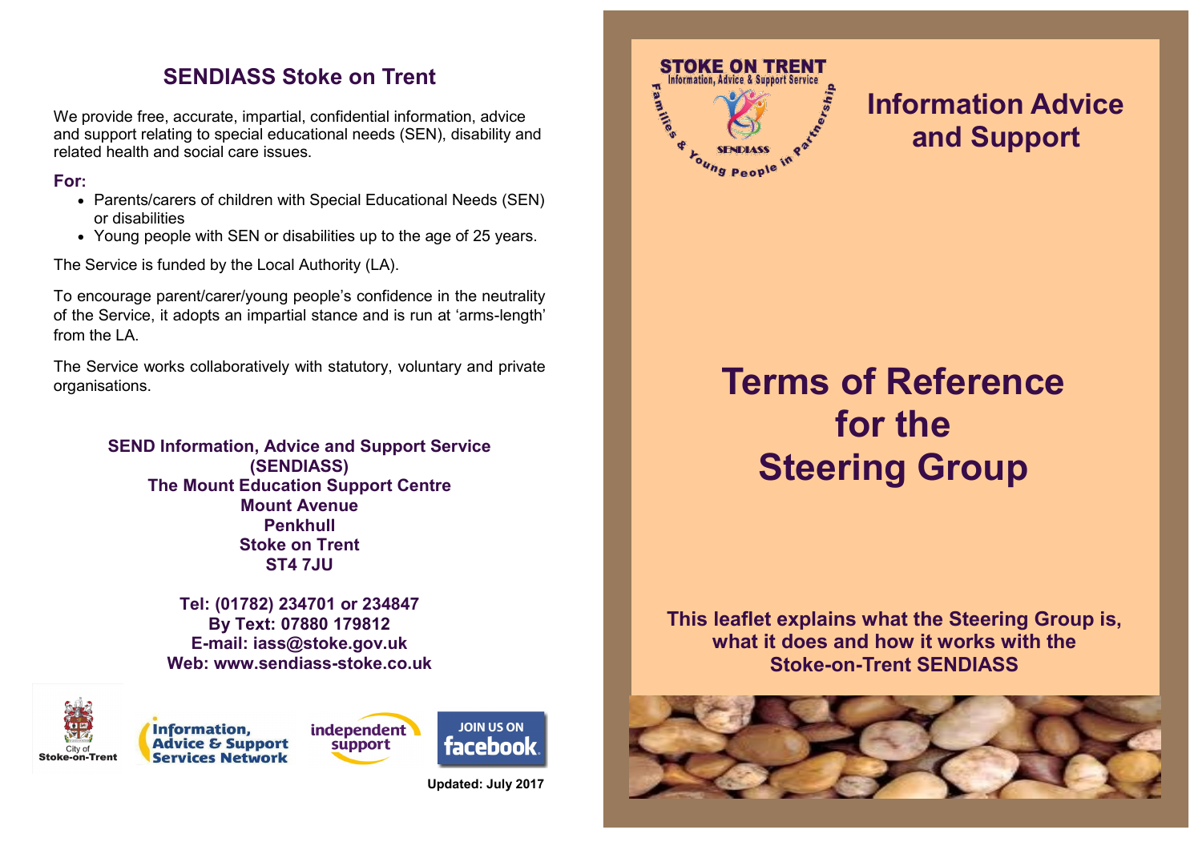## SENDIASS Stoke on Trent

We provide free, accurate, impartial, confidential information, advice and support relating to special educational needs (SEN), disability and related health and social care issues.

**For:**

- Parents/carers of children with Special Educational Needs (SEN) or disabilities
- Young people with SEN or disabilities up to the age of 25 years.

The Service is funded by the Local Authority (LA).

To encourage parent/carer/young people's confidence in the neutrality of the Service, it adopts an impartial stance and is run at 'arms-length' from the LA.

The Service works collaboratively with statutory, voluntary and private organisations.

**SEND Information, Advice and Support Service (SENDIASS)**
**The Mount Education Support Centre**
**Mount Avenue**
**Penkhull**
**Stoke on Trent**
**ST4 7JU**

**Tel: (01782) 234701 or 234847**
**By Text: 07880 179812**
**E-mail: iass@stoke.gov.uk**
**Web: www.sendiass-stoke.co.uk**

City of Stoke-on-Trent

Information, Advice & Support Services Network

independent support

JOIN US ON facebook

**Updated: July 2017**

STOKE ON TRENT Information, Advice & Support Service

SENDIASS

Families & Young People in Partnership

## Information Advice and Support

# Terms of Reference for the Steering Group

**This leaflet explains what the Steering Group is, what it does and how it works with the Stoke-on-Trent SENDIASS**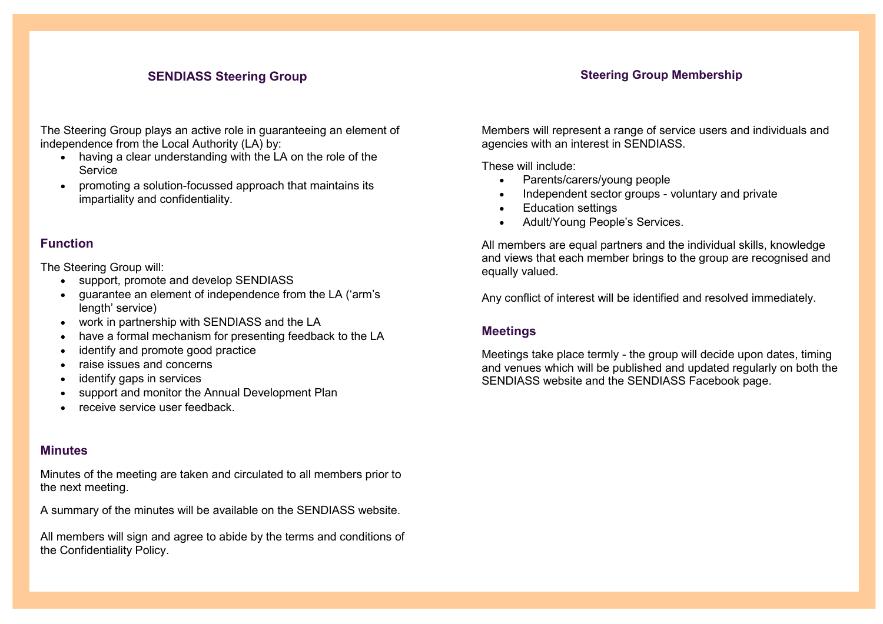## SENDIASS Steering Group

The Steering Group plays an active role in guaranteeing an element of independence from the Local Authority (LA) by:

- having a clear understanding with the LA on the role of the Service
- promoting a solution-focussed approach that maintains its impartiality and confidentiality.

### Function

The Steering Group will:

- support, promote and develop SENDIASS
- guarantee an element of independence from the LA ('arm's length' service)
- work in partnership with SENDIASS and the LA
- have a formal mechanism for presenting feedback to the LA
- identify and promote good practice
- raise issues and concerns
- identify gaps in services
- support and monitor the Annual Development Plan
- receive service user feedback.

### Minutes

Minutes of the meeting are taken and circulated to all members prior to the next meeting.

A summary of the minutes will be available on the SENDIASS website.

All members will sign and agree to abide by the terms and conditions of the Confidentiality Policy.

## Steering Group Membership

Members will represent a range of service users and individuals and agencies with an interest in SENDIASS.

These will include:

- Parents/carers/young people
- Independent sector groups - voluntary and private
- Education settings
- Adult/Young People's Services.

All members are equal partners and the individual skills, knowledge and views that each member brings to the group are recognised and equally valued.

Any conflict of interest will be identified and resolved immediately.

### Meetings

Meetings take place termly - the group will decide upon dates, timing and venues which will be published and updated regularly on both the SENDIASS website and the SENDIASS Facebook page.